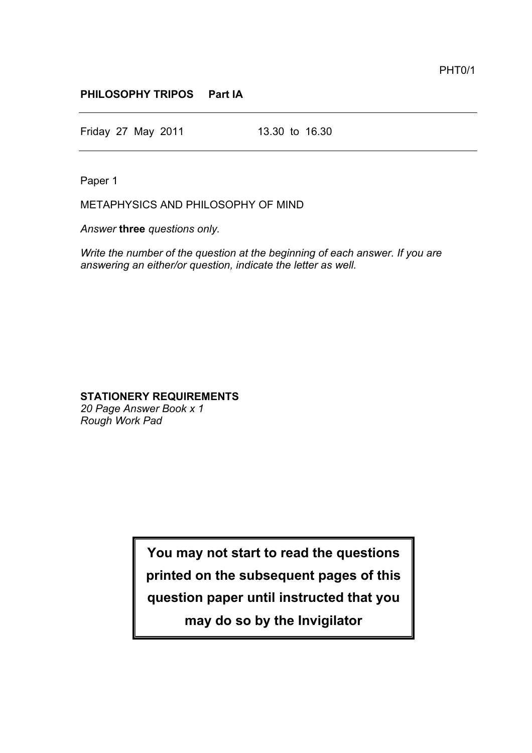PHT0/1

**PHILOSOPHY TRIPOS Part IA**

Friday 27 May 2011 13.30 to 16.30

Paper 1

METAPHYSICS AND PHILOSOPHY OF MIND

*Answer* **three** *questions only.*

*Write the number of the question at the beginning of each answer. If you are answering an either/or question, indicate the letter as well.*

**STATIONERY REQUIREMENTS**
*20 Page Answer Book x 1*
*Rough Work Pad*

**You may not start to read the questions printed on the subsequent pages of this question paper until instructed that you may do so by the Invigilator**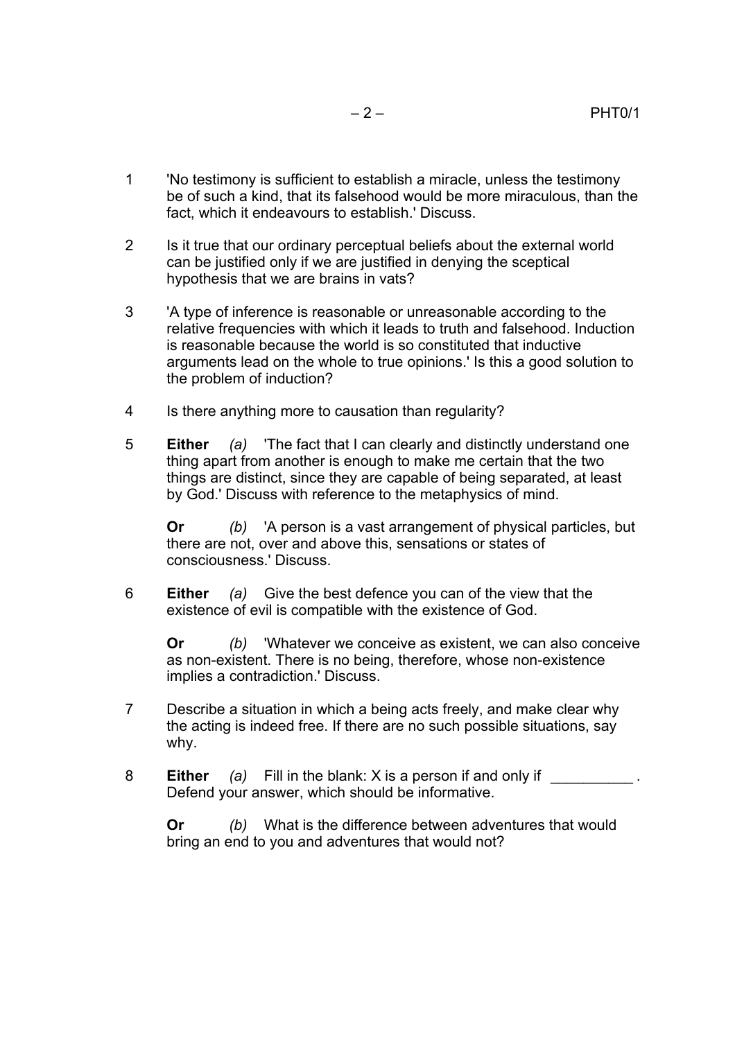1 'No testimony is sufficient to establish a miracle, unless the testimony be of such a kind, that its falsehood would be more miraculous, than the fact, which it endeavours to establish.' Discuss.

2 Is it true that our ordinary perceptual beliefs about the external world can be justified only if we are justified in denying the sceptical hypothesis that we are brains in vats?

3 'A type of inference is reasonable or unreasonable according to the relative frequencies with which it leads to truth and falsehood. Induction is reasonable because the world is so constituted that inductive arguments lead on the whole to true opinions.' Is this a good solution to the problem of induction?

4 Is there anything more to causation than regularity?

5 **Either** *(a)* 'The fact that I can clearly and distinctly understand one thing apart from another is enough to make me certain that the two things are distinct, since they are capable of being separated, at least by God.' Discuss with reference to the metaphysics of mind.

**Or** *(b)* 'A person is a vast arrangement of physical particles, but there are not, over and above this, sensations or states of consciousness.' Discuss.

6 **Either** *(a)* Give the best defence you can of the view that the existence of evil is compatible with the existence of God.

**Or** *(b)* 'Whatever we conceive as existent, we can also conceive as non-existent. There is no being, therefore, whose non-existence implies a contradiction.' Discuss.

7 Describe a situation in which a being acts freely, and make clear why the acting is indeed free. If there are no such possible situations, say why.

8 **Either** *(a)* Fill in the blank: X is a person if and only if __________ . Defend your answer, which should be informative.

**Or** *(b)* What is the difference between adventures that would bring an end to you and adventures that would not?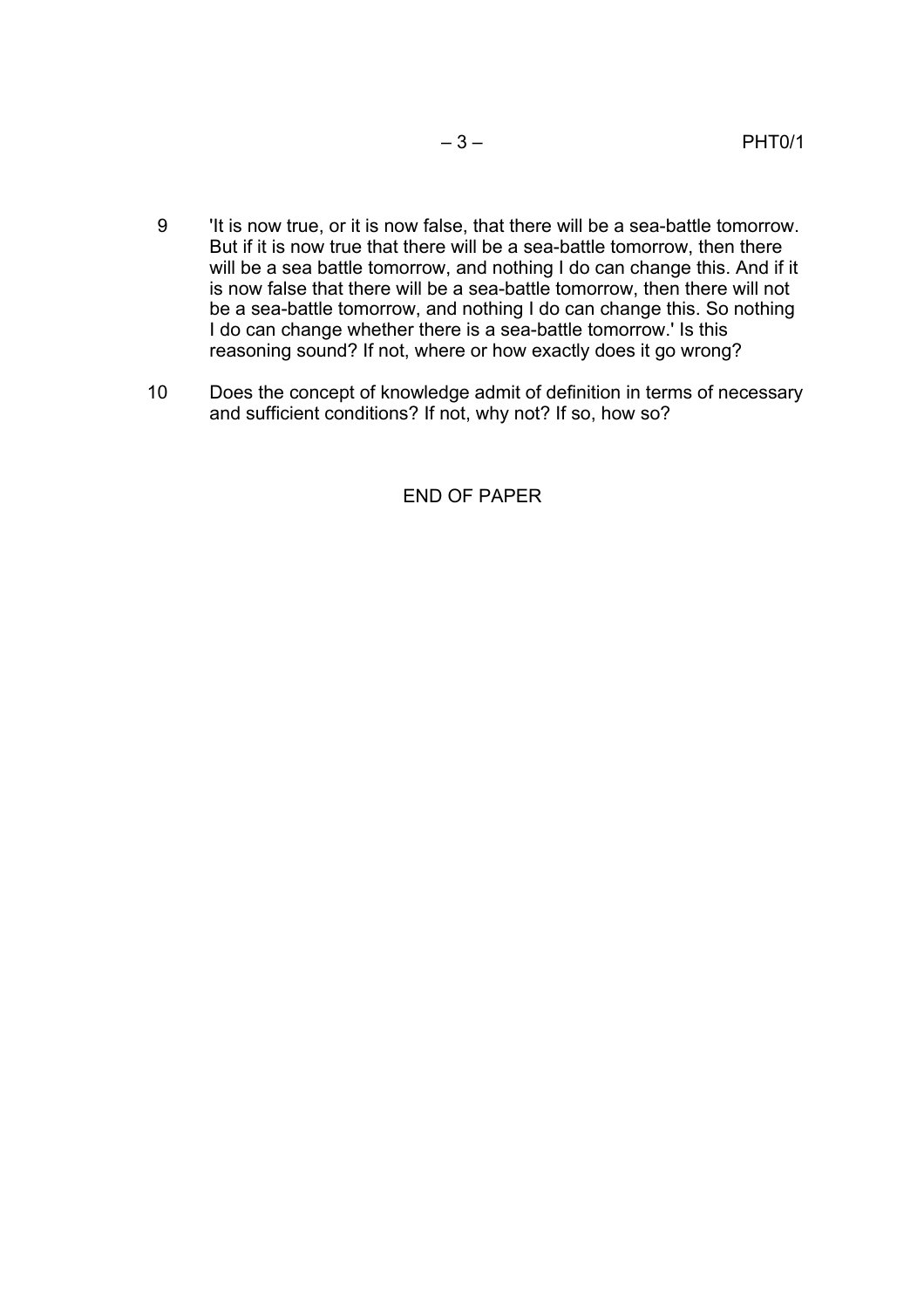9 'It is now true, or it is now false, that there will be a sea-battle tomorrow. But if it is now true that there will be a sea-battle tomorrow, then there will be a sea battle tomorrow, and nothing I do can change this. And if it is now false that there will be a sea-battle tomorrow, then there will not be a sea-battle tomorrow, and nothing I do can change this. So nothing I do can change whether there is a sea-battle tomorrow.' Is this reasoning sound? If not, where or how exactly does it go wrong?

10 Does the concept of knowledge admit of definition in terms of necessary and sufficient conditions? If not, why not? If so, how so?

END OF PAPER